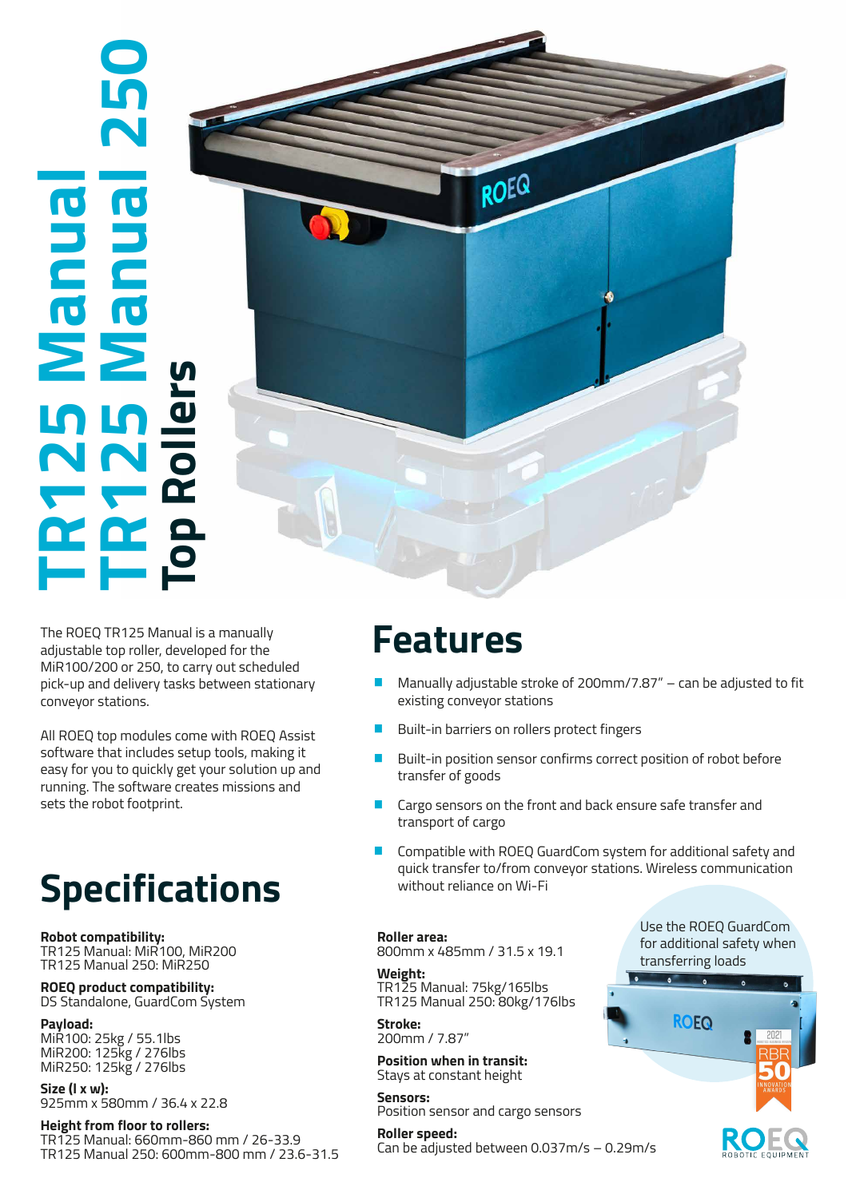# TR125 Manual
# TR125 Manual 250
## Top Rollers

The ROEQ TR125 Manual is a manually adjustable top roller, developed for the MiR100/200 or 250, to carry out scheduled pick-up and delivery tasks between stationary conveyor stations.

All ROEQ top modules come with ROEQ Assist software that includes setup tools, making it easy for you to quickly get your solution up and running. The software creates missions and sets the robot footprint.

## Features

- Manually adjustable stroke of 200mm/7.87" – can be adjusted to fit existing conveyor stations
- Built-in barriers on rollers protect fingers
- Built-in position sensor confirms correct position of robot before transfer of goods
- Cargo sensors on the front and back ensure safe transfer and transport of cargo
- Compatible with ROEQ GuardCom system for additional safety and quick transfer to/from conveyor stations. Wireless communication without reliance on Wi-Fi

## Specifications

**Robot compatibility:**
TR125 Manual: MiR100, MiR200
TR125 Manual 250: MiR250

**ROEQ product compatibility:**
DS Standalone, GuardCom System

**Payload:**
MiR100: 25kg / 55.1lbs
MiR200: 125kg / 276lbs
MiR250: 125kg / 276lbs

**Size (l x w):**
925mm x 580mm / 36.4 x 22.8

**Height from floor to rollers:**
TR125 Manual: 660mm-860 mm / 26-33.9
TR125 Manual 250: 600mm-800 mm / 23.6-31.5

**Roller area:**
800mm x 485mm / 31.5 x 19.1

**Weight:**
TR125 Manual: 75kg/165lbs
TR125 Manual 250: 80kg/176lbs

**Stroke:**
200mm / 7.87"

**Position when in transit:**
Stays at constant height

**Sensors:**
Position sensor and cargo sensors

**Roller speed:**
Can be adjusted between 0.037m/s – 0.29m/s

Use the ROEQ GuardCom for additional safety when transferring loads

2021 RBR50 Innovation Awards

ROEQ Robotic Equipment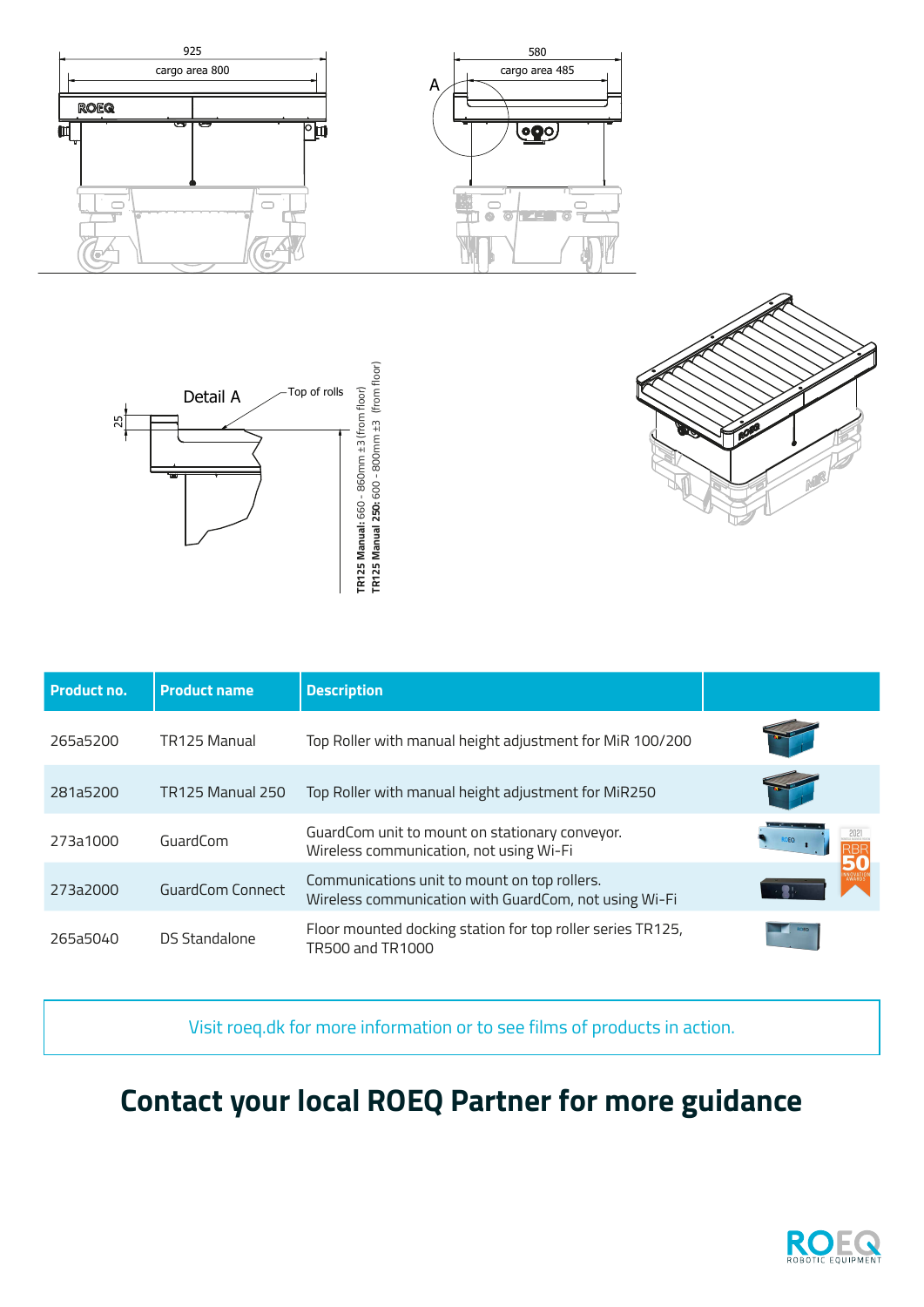925

cargo area 800

580

cargo area 485

A

Detail A

Top of rolls

25

TR125 Manual: 660 - 860mm ±3 (from floor)

TR125 Manual 250: 600 - 800mm ±3 (from floor)

| Product no. | Product name | Description | |
|---|---|---|---|
| 265a5200 | TR125 Manual | Top Roller with manual height adjustment for MiR 100/200 | |
| 281a5200 | TR125 Manual 250 | Top Roller with manual height adjustment for MiR250 | |
| 273a1000 | GuardCom | GuardCom unit to mount on stationary conveyor. Wireless communication, not using Wi-Fi | |
| 273a2000 | GuardCom Connect | Communications unit to mount on top rollers. Wireless communication with GuardCom, not using Wi-Fi | |
| 265a5040 | DS Standalone | Floor mounted docking station for top roller series TR125, TR500 and TR1000 | |

Visit roeq.dk for more information or to see films of products in action.

# Contact your local ROEQ Partner for more guidance

ROEQ ROBOTIC EQUIPMENT